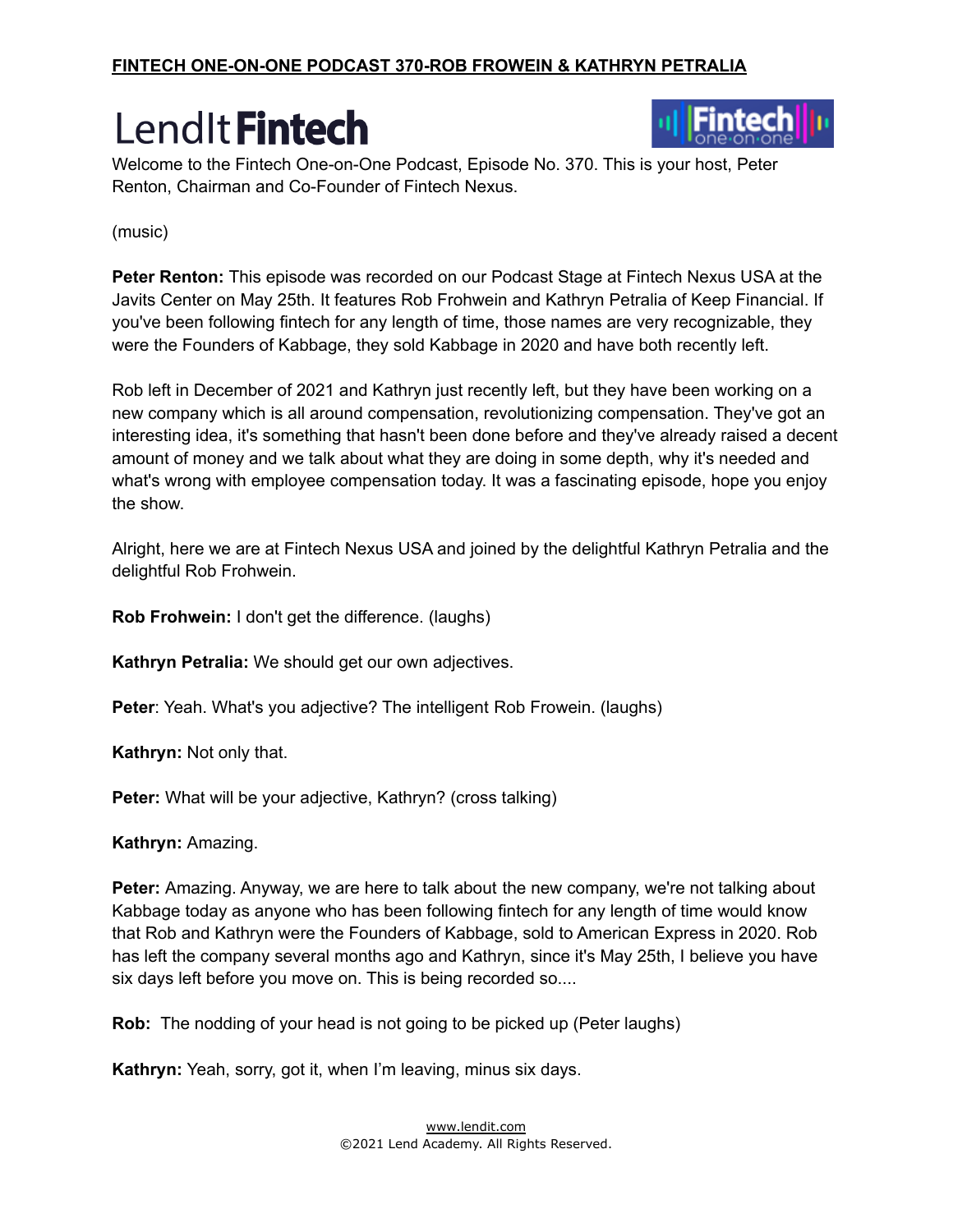**FINTECH ONE-ON-ONE PODCAST 370-ROB FROWEIN & KATHRYN PETRALIA**

Welcome to the Fintech One-on-One Podcast, Episode No. 370. This is your host, Peter Renton, Chairman and Co-Founder of Fintech Nexus.

(music)

**Peter Renton:** This episode was recorded on our Podcast Stage at Fintech Nexus USA at the Javits Center on May 25th. It features Rob Frohwein and Kathryn Petralia of Keep Financial. If you've been following fintech for any length of time, those names are very recognizable, they were the Founders of Kabbage, they sold Kabbage in 2020 and have both recently left.

Rob left in December of 2021 and Kathryn just recently left, but they have been working on a new company which is all around compensation, revolutionizing compensation. They've got an interesting idea, it's something that hasn't been done before and they've already raised a decent amount of money and we talk about what they are doing in some depth, why it's needed and what's wrong with employee compensation today. It was a fascinating episode, hope you enjoy the show.

Alright, here we are at Fintech Nexus USA and joined by the delightful Kathryn Petralia and the delightful Rob Frohwein.

**Rob Frohwein:** I don't get the difference. (laughs)

**Kathryn Petralia:** We should get our own adjectives.

**Peter**: Yeah. What's you adjective? The intelligent Rob Frowein. (laughs)

**Kathryn:** Not only that.

**Peter:** What will be your adjective, Kathryn? (cross talking)

**Kathryn:** Amazing.

**Peter:** Amazing. Anyway, we are here to talk about the new company, we're not talking about Kabbage today as anyone who has been following fintech for any length of time would know that Rob and Kathryn were the Founders of Kabbage, sold to American Express in 2020. Rob has left the company several months ago and Kathryn, since it's May 25th, I believe you have six days left before you move on. This is being recorded so....

**Rob:** The nodding of your head is not going to be picked up (Peter laughs)

**Kathryn:** Yeah, sorry, got it, when I'm leaving, minus six days.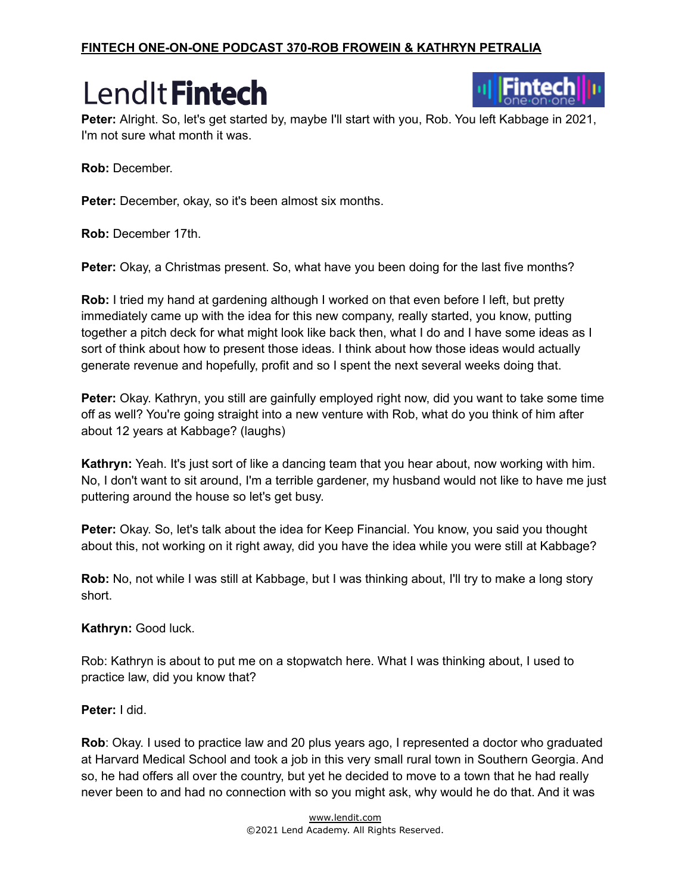**Peter:** Alright. So, let's get started by, maybe I'll start with you, Rob. You left Kabbage in 2021, I'm not sure what month it was.

**Rob:** December.

**Peter:** December, okay, so it's been almost six months.

**Rob:** December 17th.

**Peter:** Okay, a Christmas present. So, what have you been doing for the last five months?

**Rob:** I tried my hand at gardening although I worked on that even before I left, but pretty immediately came up with the idea for this new company, really started, you know, putting together a pitch deck for what might look like back then, what I do and I have some ideas as I sort of think about how to present those ideas. I think about how those ideas would actually generate revenue and hopefully, profit and so I spent the next several weeks doing that.

**Peter:** Okay. Kathryn, you still are gainfully employed right now, did you want to take some time off as well? You're going straight into a new venture with Rob, what do you think of him after about 12 years at Kabbage? (laughs)

**Kathryn:** Yeah. It's just sort of like a dancing team that you hear about, now working with him. No, I don't want to sit around, I'm a terrible gardener, my husband would not like to have me just puttering around the house so let's get busy.

**Peter:** Okay. So, let's talk about the idea for Keep Financial. You know, you said you thought about this, not working on it right away, did you have the idea while you were still at Kabbage?

**Rob:** No, not while I was still at Kabbage, but I was thinking about, I'll try to make a long story short.

**Kathryn:** Good luck.

Rob: Kathryn is about to put me on a stopwatch here. What I was thinking about, I used to practice law, did you know that?

**Peter:** I did.

**Rob**: Okay. I used to practice law and 20 plus years ago, I represented a doctor who graduated at Harvard Medical School and took a job in this very small rural town in Southern Georgia. And so, he had offers all over the country, but yet he decided to move to a town that he had really never been to and had no connection with so you might ask, why would he do that. And it was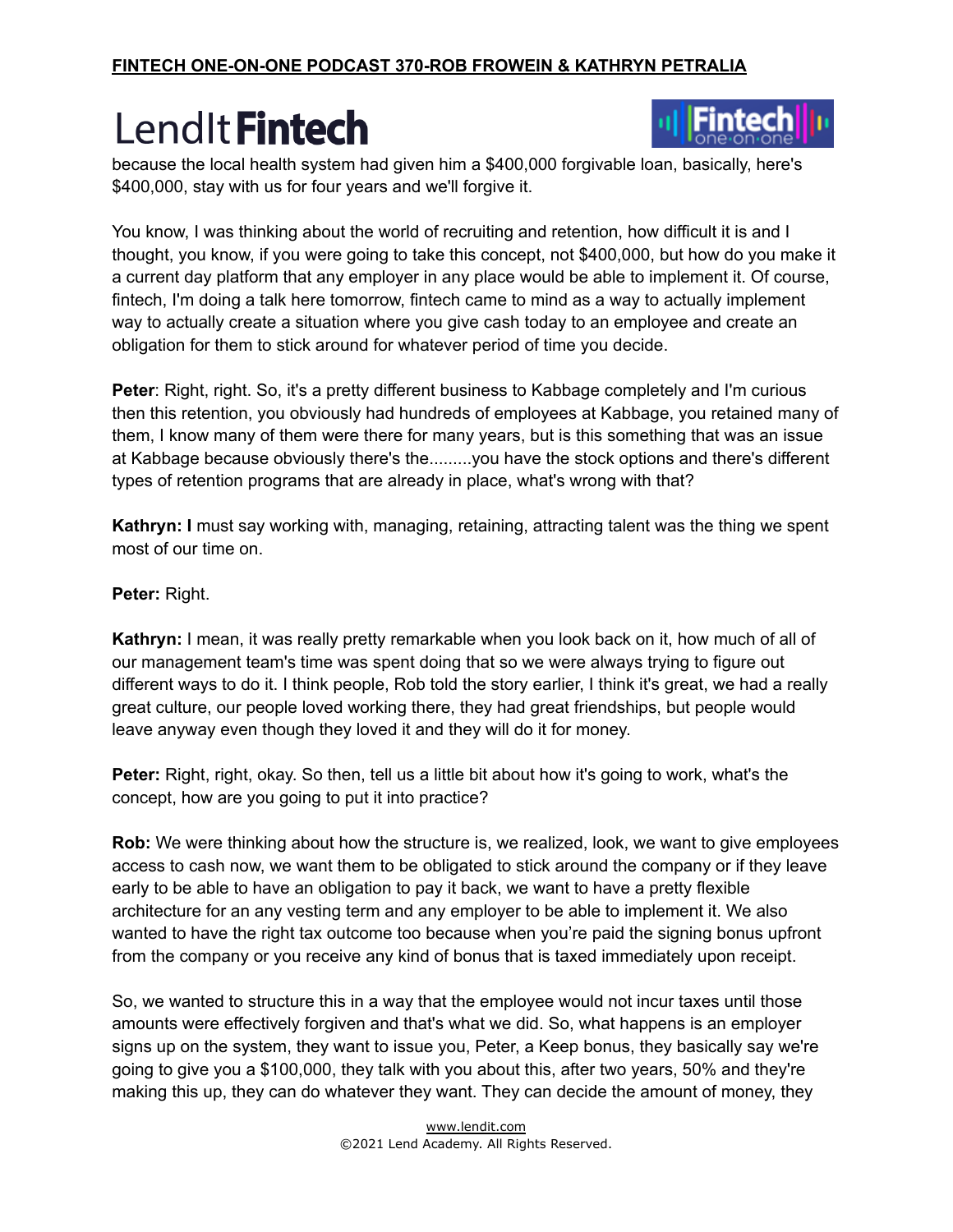because the local health system had given him a $400,000 forgivable loan, basically, here's $400,000, stay with us for four years and we'll forgive it.

You know, I was thinking about the world of recruiting and retention, how difficult it is and I thought, you know, if you were going to take this concept, not $400,000, but how do you make it a current day platform that any employer in any place would be able to implement it. Of course, fintech, I'm doing a talk here tomorrow, fintech came to mind as a way to actually implement way to actually create a situation where you give cash today to an employee and create an obligation for them to stick around for whatever period of time you decide.

**Peter**: Right, right. So, it's a pretty different business to Kabbage completely and I'm curious then this retention, you obviously had hundreds of employees at Kabbage, you retained many of them, I know many of them were there for many years, but is this something that was an issue at Kabbage because obviously there's the.........you have the stock options and there's different types of retention programs that are already in place, what's wrong with that?

**Kathryn: I** must say working with, managing, retaining, attracting talent was the thing we spent most of our time on.

**Peter:** Right.

**Kathryn:** I mean, it was really pretty remarkable when you look back on it, how much of all of our management team's time was spent doing that so we were always trying to figure out different ways to do it. I think people, Rob told the story earlier, I think it's great, we had a really great culture, our people loved working there, they had great friendships, but people would leave anyway even though they loved it and they will do it for money.

**Peter:** Right, right, okay. So then, tell us a little bit about how it's going to work, what's the concept, how are you going to put it into practice?

**Rob:** We were thinking about how the structure is, we realized, look, we want to give employees access to cash now, we want them to be obligated to stick around the company or if they leave early to be able to have an obligation to pay it back, we want to have a pretty flexible architecture for an any vesting term and any employer to be able to implement it. We also wanted to have the right tax outcome too because when you're paid the signing bonus upfront from the company or you receive any kind of bonus that is taxed immediately upon receipt.

So, we wanted to structure this in a way that the employee would not incur taxes until those amounts were effectively forgiven and that's what we did. So, what happens is an employer signs up on the system, they want to issue you, Peter, a Keep bonus, they basically say we're going to give you a $100,000, they talk with you about this, after two years, 50% and they're making this up, they can do whatever they want. They can decide the amount of money, they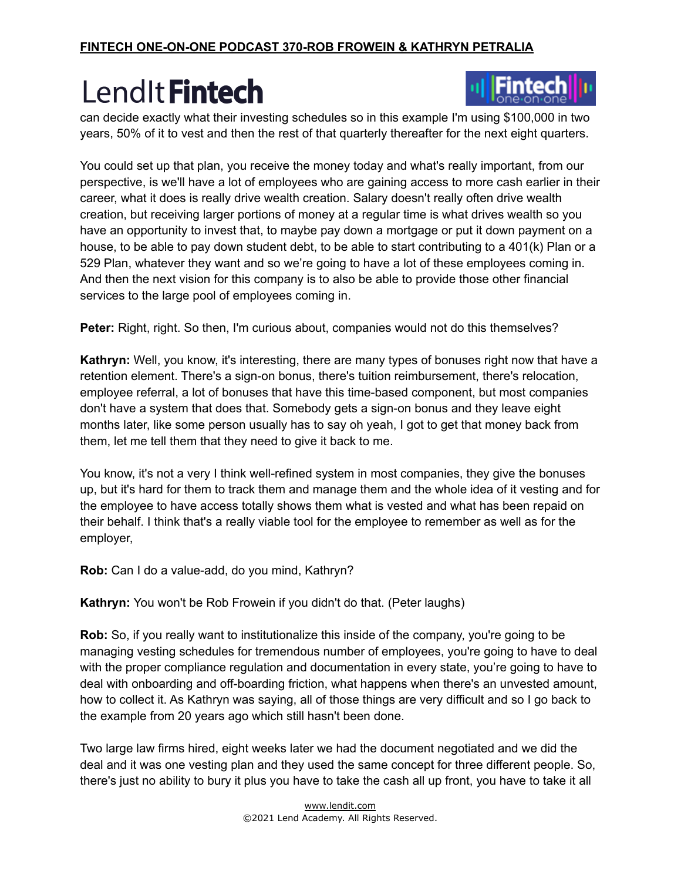can decide exactly what their investing schedules so in this example I'm using $100,000 in two years, 50% of it to vest and then the rest of that quarterly thereafter for the next eight quarters.

You could set up that plan, you receive the money today and what's really important, from our perspective, is we'll have a lot of employees who are gaining access to more cash earlier in their career, what it does is really drive wealth creation. Salary doesn't really often drive wealth creation, but receiving larger portions of money at a regular time is what drives wealth so you have an opportunity to invest that, to maybe pay down a mortgage or put it down payment on a house, to be able to pay down student debt, to be able to start contributing to a 401(k) Plan or a 529 Plan, whatever they want and so we're going to have a lot of these employees coming in. And then the next vision for this company is to also be able to provide those other financial services to the large pool of employees coming in.

**Peter:** Right, right. So then, I'm curious about, companies would not do this themselves?

**Kathryn:** Well, you know, it's interesting, there are many types of bonuses right now that have a retention element. There's a sign-on bonus, there's tuition reimbursement, there's relocation, employee referral, a lot of bonuses that have this time-based component, but most companies don't have a system that does that. Somebody gets a sign-on bonus and they leave eight months later, like some person usually has to say oh yeah, I got to get that money back from them, let me tell them that they need to give it back to me.

You know, it's not a very I think well-refined system in most companies, they give the bonuses up, but it's hard for them to track them and manage them and the whole idea of it vesting and for the employee to have access totally shows them what is vested and what has been repaid on their behalf. I think that's a really viable tool for the employee to remember as well as for the employer,

**Rob:** Can I do a value-add, do you mind, Kathryn?

**Kathryn:** You won't be Rob Frowein if you didn't do that. (Peter laughs)

**Rob:** So, if you really want to institutionalize this inside of the company, you're going to be managing vesting schedules for tremendous number of employees, you're going to have to deal with the proper compliance regulation and documentation in every state, you're going to have to deal with onboarding and off-boarding friction, what happens when there's an unvested amount, how to collect it. As Kathryn was saying, all of those things are very difficult and so I go back to the example from 20 years ago which still hasn't been done.

Two large law firms hired, eight weeks later we had the document negotiated and we did the deal and it was one vesting plan and they used the same concept for three different people. So, there's just no ability to bury it plus you have to take the cash all up front, you have to take it all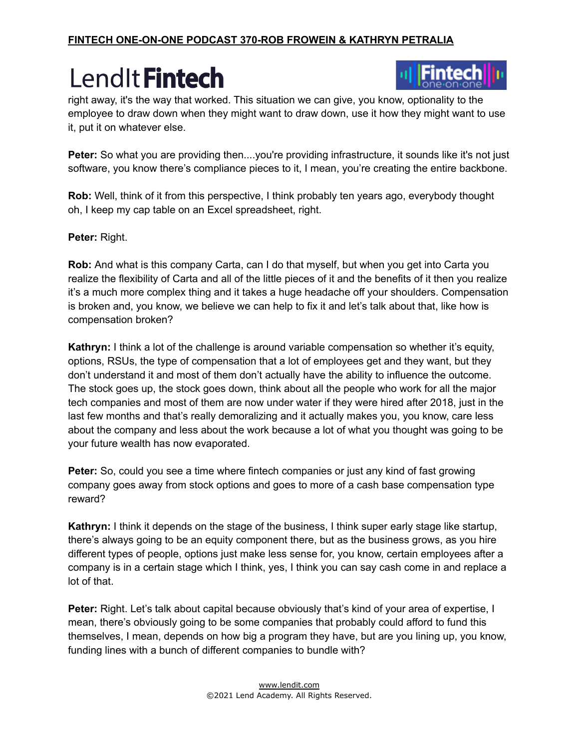right away, it's the way that worked. This situation we can give, you know, optionality to the employee to draw down when they might want to draw down, use it how they might want to use it, put it on whatever else.

**Peter:** So what you are providing then....you're providing infrastructure, it sounds like it's not just software, you know there's compliance pieces to it, I mean, you're creating the entire backbone.

**Rob:** Well, think of it from this perspective, I think probably ten years ago, everybody thought oh, I keep my cap table on an Excel spreadsheet, right.

**Peter:** Right.

**Rob:** And what is this company Carta, can I do that myself, but when you get into Carta you realize the flexibility of Carta and all of the little pieces of it and the benefits of it then you realize it's a much more complex thing and it takes a huge headache off your shoulders. Compensation is broken and, you know, we believe we can help to fix it and let's talk about that, like how is compensation broken?

**Kathryn:** I think a lot of the challenge is around variable compensation so whether it's equity, options, RSUs, the type of compensation that a lot of employees get and they want, but they don't understand it and most of them don't actually have the ability to influence the outcome. The stock goes up, the stock goes down, think about all the people who work for all the major tech companies and most of them are now under water if they were hired after 2018, just in the last few months and that's really demoralizing and it actually makes you, you know, care less about the company and less about the work because a lot of what you thought was going to be your future wealth has now evaporated.

**Peter:** So, could you see a time where fintech companies or just any kind of fast growing company goes away from stock options and goes to more of a cash base compensation type reward?

**Kathryn:** I think it depends on the stage of the business, I think super early stage like startup, there's always going to be an equity component there, but as the business grows, as you hire different types of people, options just make less sense for, you know, certain employees after a company is in a certain stage which I think, yes, I think you can say cash come in and replace a lot of that.

**Peter:** Right. Let's talk about capital because obviously that's kind of your area of expertise, I mean, there's obviously going to be some companies that probably could afford to fund this themselves, I mean, depends on how big a program they have, but are you lining up, you know, funding lines with a bunch of different companies to bundle with?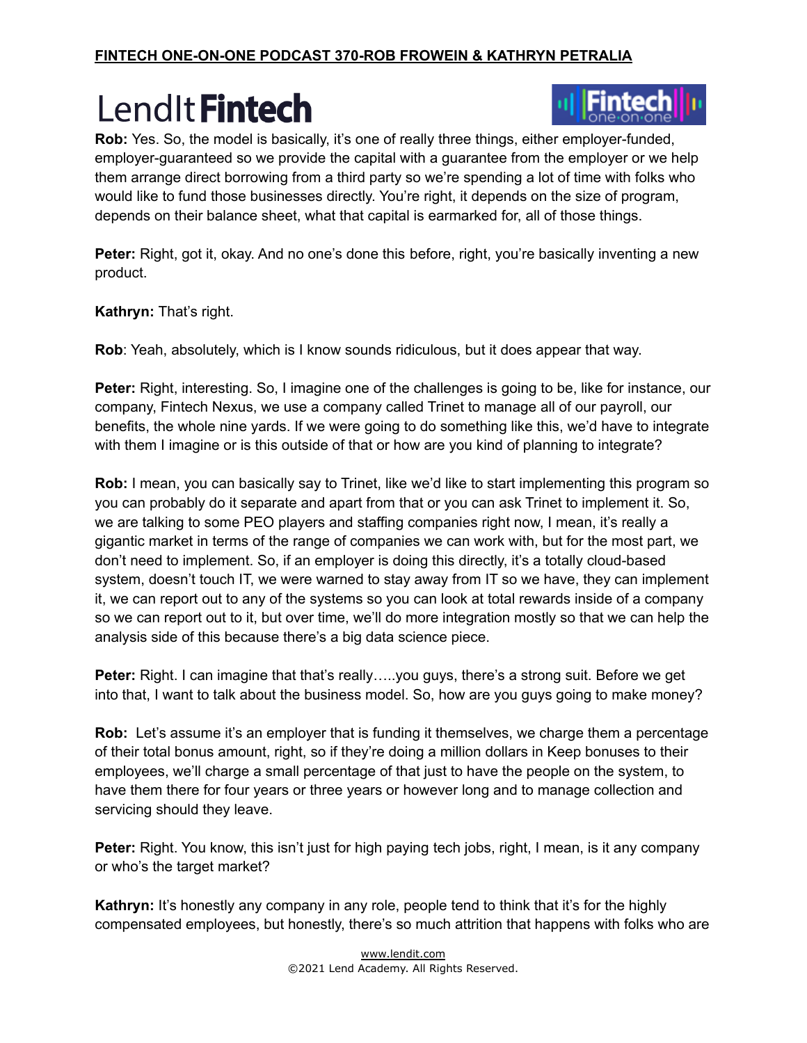**Rob:** Yes. So, the model is basically, it's one of really three things, either employer-funded, employer-guaranteed so we provide the capital with a guarantee from the employer or we help them arrange direct borrowing from a third party so we're spending a lot of time with folks who would like to fund those businesses directly. You're right, it depends on the size of program, depends on their balance sheet, what that capital is earmarked for, all of those things.

**Peter:** Right, got it, okay. And no one's done this before, right, you're basically inventing a new product.

**Kathryn:** That's right.

**Rob**: Yeah, absolutely, which is I know sounds ridiculous, but it does appear that way.

**Peter:** Right, interesting. So, I imagine one of the challenges is going to be, like for instance, our company, Fintech Nexus, we use a company called Trinet to manage all of our payroll, our benefits, the whole nine yards. If we were going to do something like this, we'd have to integrate with them I imagine or is this outside of that or how are you kind of planning to integrate?

**Rob:** I mean, you can basically say to Trinet, like we'd like to start implementing this program so you can probably do it separate and apart from that or you can ask Trinet to implement it. So, we are talking to some PEO players and staffing companies right now, I mean, it's really a gigantic market in terms of the range of companies we can work with, but for the most part, we don't need to implement. So, if an employer is doing this directly, it's a totally cloud-based system, doesn't touch IT, we were warned to stay away from IT so we have, they can implement it, we can report out to any of the systems so you can look at total rewards inside of a company so we can report out to it, but over time, we'll do more integration mostly so that we can help the analysis side of this because there's a big data science piece.

**Peter:** Right. I can imagine that that's really…..you guys, there's a strong suit. Before we get into that, I want to talk about the business model. So, how are you guys going to make money?

**Rob:** Let's assume it's an employer that is funding it themselves, we charge them a percentage of their total bonus amount, right, so if they're doing a million dollars in Keep bonuses to their employees, we'll charge a small percentage of that just to have the people on the system, to have them there for four years or three years or however long and to manage collection and servicing should they leave.

**Peter:** Right. You know, this isn't just for high paying tech jobs, right, I mean, is it any company or who's the target market?

**Kathryn:** It's honestly any company in any role, people tend to think that it's for the highly compensated employees, but honestly, there's so much attrition that happens with folks who are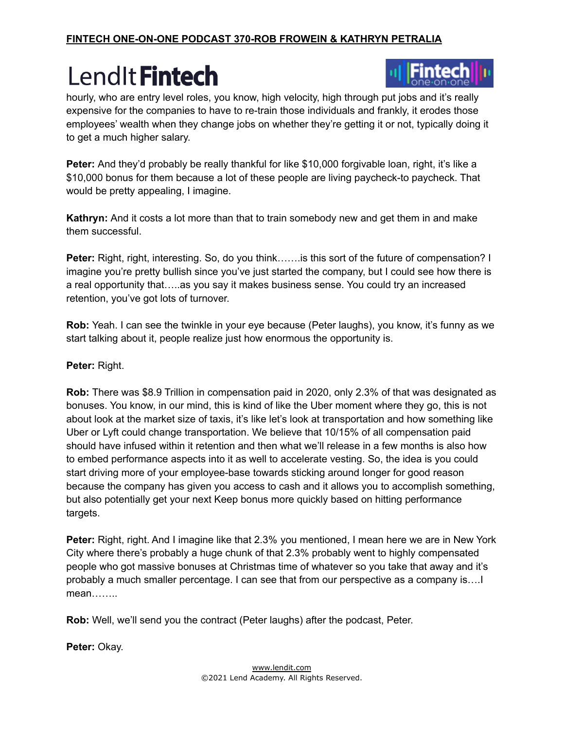hourly, who are entry level roles, you know, high velocity, high through put jobs and it's really expensive for the companies to have to re-train those individuals and frankly, it erodes those employees' wealth when they change jobs on whether they're getting it or not, typically doing it to get a much higher salary.

**Peter:** And they'd probably be really thankful for like $10,000 forgivable loan, right, it's like a $10,000 bonus for them because a lot of these people are living paycheck-to paycheck. That would be pretty appealing, I imagine.

**Kathryn:** And it costs a lot more than that to train somebody new and get them in and make them successful.

**Peter:** Right, right, interesting. So, do you think…….is this sort of the future of compensation? I imagine you're pretty bullish since you've just started the company, but I could see how there is a real opportunity that…..as you say it makes business sense. You could try an increased retention, you've got lots of turnover.

**Rob:** Yeah. I can see the twinkle in your eye because (Peter laughs), you know, it's funny as we start talking about it, people realize just how enormous the opportunity is.

**Peter:** Right.

**Rob:** There was $8.9 Trillion in compensation paid in 2020, only 2.3% of that was designated as bonuses. You know, in our mind, this is kind of like the Uber moment where they go, this is not about look at the market size of taxis, it's like let's look at transportation and how something like Uber or Lyft could change transportation. We believe that 10/15% of all compensation paid should have infused within it retention and then what we'll release in a few months is also how to embed performance aspects into it as well to accelerate vesting. So, the idea is you could start driving more of your employee-base towards sticking around longer for good reason because the company has given you access to cash and it allows you to accomplish something, but also potentially get your next Keep bonus more quickly based on hitting performance targets.

**Peter:** Right, right. And I imagine like that 2.3% you mentioned, I mean here we are in New York City where there's probably a huge chunk of that 2.3% probably went to highly compensated people who got massive bonuses at Christmas time of whatever so you take that away and it's probably a much smaller percentage. I can see that from our perspective as a company is….I mean……..

**Rob:** Well, we'll send you the contract (Peter laughs) after the podcast, Peter.

**Peter:** Okay.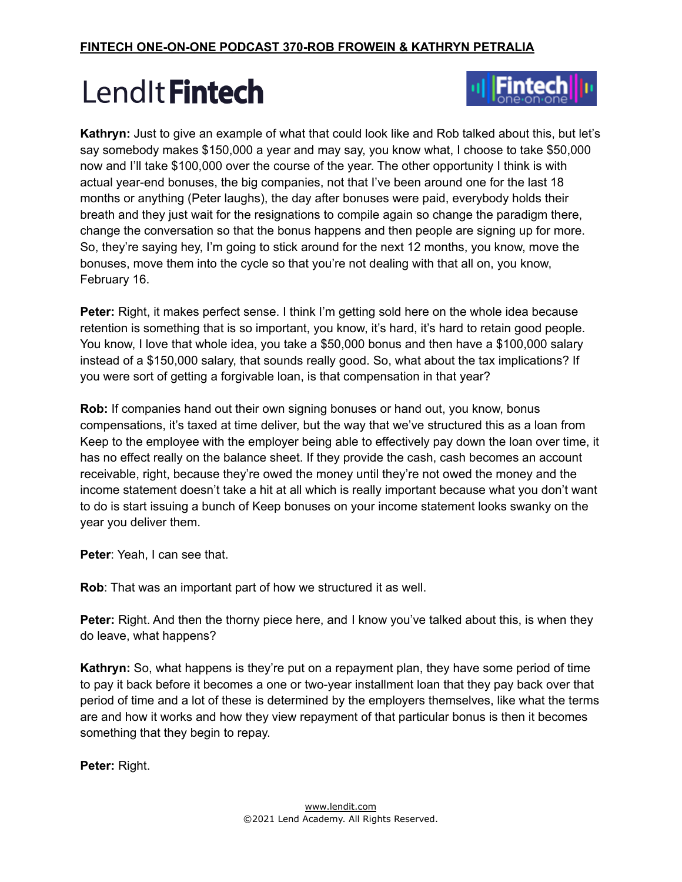**Kathryn:** Just to give an example of what that could look like and Rob talked about this, but let's say somebody makes $150,000 a year and may say, you know what, I choose to take $50,000 now and I'll take $100,000 over the course of the year. The other opportunity I think is with actual year-end bonuses, the big companies, not that I've been around one for the last 18 months or anything (Peter laughs), the day after bonuses were paid, everybody holds their breath and they just wait for the resignations to compile again so change the paradigm there, change the conversation so that the bonus happens and then people are signing up for more. So, they're saying hey, I'm going to stick around for the next 12 months, you know, move the bonuses, move them into the cycle so that you're not dealing with that all on, you know, February 16.

**Peter:** Right, it makes perfect sense. I think I'm getting sold here on the whole idea because retention is something that is so important, you know, it's hard, it's hard to retain good people. You know, I love that whole idea, you take a $50,000 bonus and then have a $100,000 salary instead of a $150,000 salary, that sounds really good. So, what about the tax implications? If you were sort of getting a forgivable loan, is that compensation in that year?

**Rob:** If companies hand out their own signing bonuses or hand out, you know, bonus compensations, it's taxed at time deliver, but the way that we've structured this as a loan from Keep to the employee with the employer being able to effectively pay down the loan over time, it has no effect really on the balance sheet. If they provide the cash, cash becomes an account receivable, right, because they're owed the money until they're not owed the money and the income statement doesn't take a hit at all which is really important because what you don't want to do is start issuing a bunch of Keep bonuses on your income statement looks swanky on the year you deliver them.

**Peter**: Yeah, I can see that.

**Rob**: That was an important part of how we structured it as well.

**Peter:** Right. And then the thorny piece here, and I know you've talked about this, is when they do leave, what happens?

**Kathryn:** So, what happens is they're put on a repayment plan, they have some period of time to pay it back before it becomes a one or two-year installment loan that they pay back over that period of time and a lot of these is determined by the employers themselves, like what the terms are and how it works and how they view repayment of that particular bonus is then it becomes something that they begin to repay.

**Peter:** Right.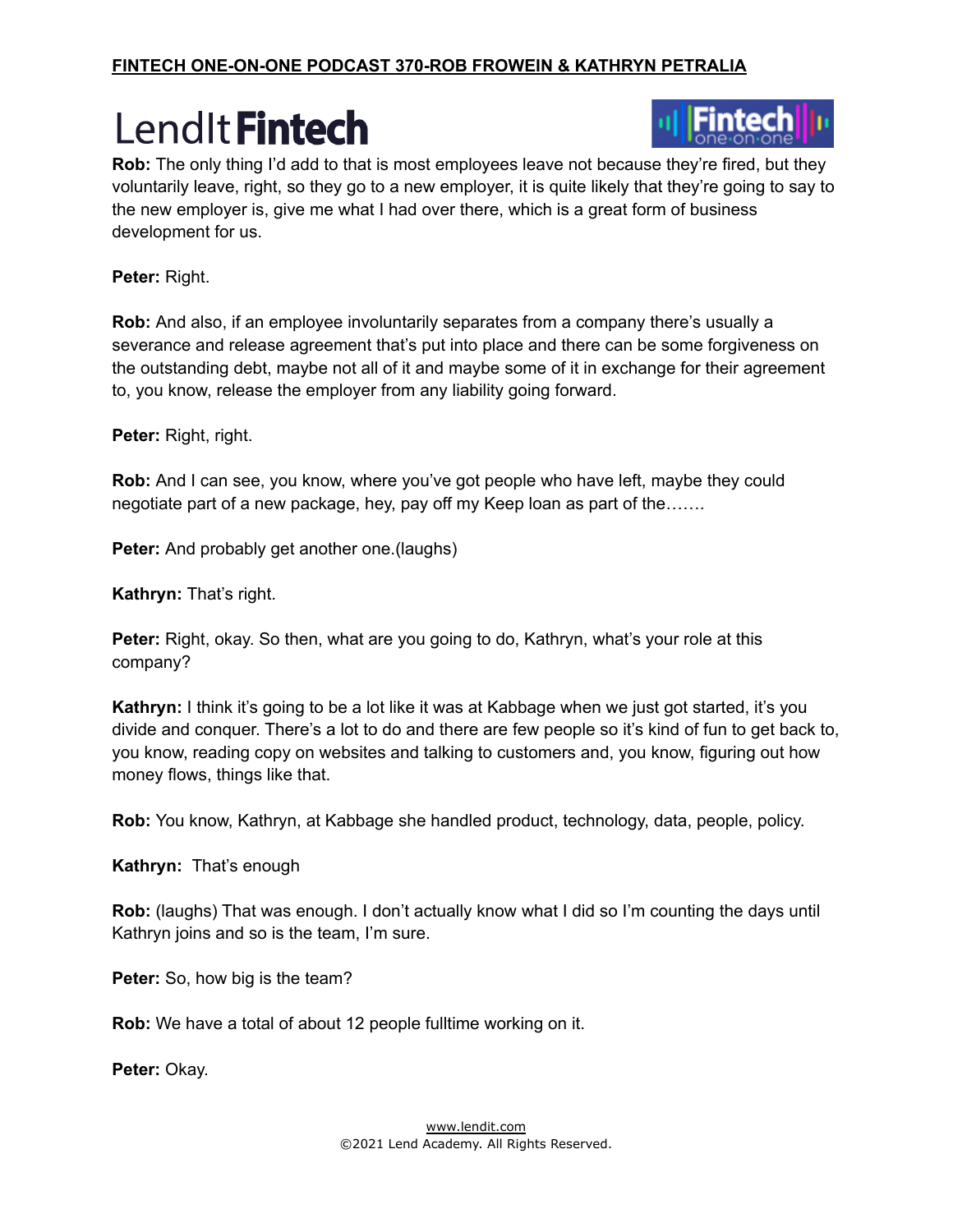**Rob:** The only thing I'd add to that is most employees leave not because they're fired, but they voluntarily leave, right, so they go to a new employer, it is quite likely that they're going to say to the new employer is, give me what I had over there, which is a great form of business development for us.

**Peter:** Right.

**Rob:** And also, if an employee involuntarily separates from a company there's usually a severance and release agreement that's put into place and there can be some forgiveness on the outstanding debt, maybe not all of it and maybe some of it in exchange for their agreement to, you know, release the employer from any liability going forward.

**Peter:** Right, right.

**Rob:** And I can see, you know, where you've got people who have left, maybe they could negotiate part of a new package, hey, pay off my Keep loan as part of the…….

**Peter:** And probably get another one.(laughs)

**Kathryn:** That's right.

**Peter:** Right, okay. So then, what are you going to do, Kathryn, what's your role at this company?

**Kathryn:** I think it's going to be a lot like it was at Kabbage when we just got started, it's you divide and conquer. There's a lot to do and there are few people so it's kind of fun to get back to, you know, reading copy on websites and talking to customers and, you know, figuring out how money flows, things like that.

**Rob:** You know, Kathryn, at Kabbage she handled product, technology, data, people, policy.

**Kathryn:** That's enough

**Rob:** (laughs) That was enough. I don't actually know what I did so I'm counting the days until Kathryn joins and so is the team, I'm sure.

**Peter:** So, how big is the team?

**Rob:** We have a total of about 12 people fulltime working on it.

**Peter:** Okay.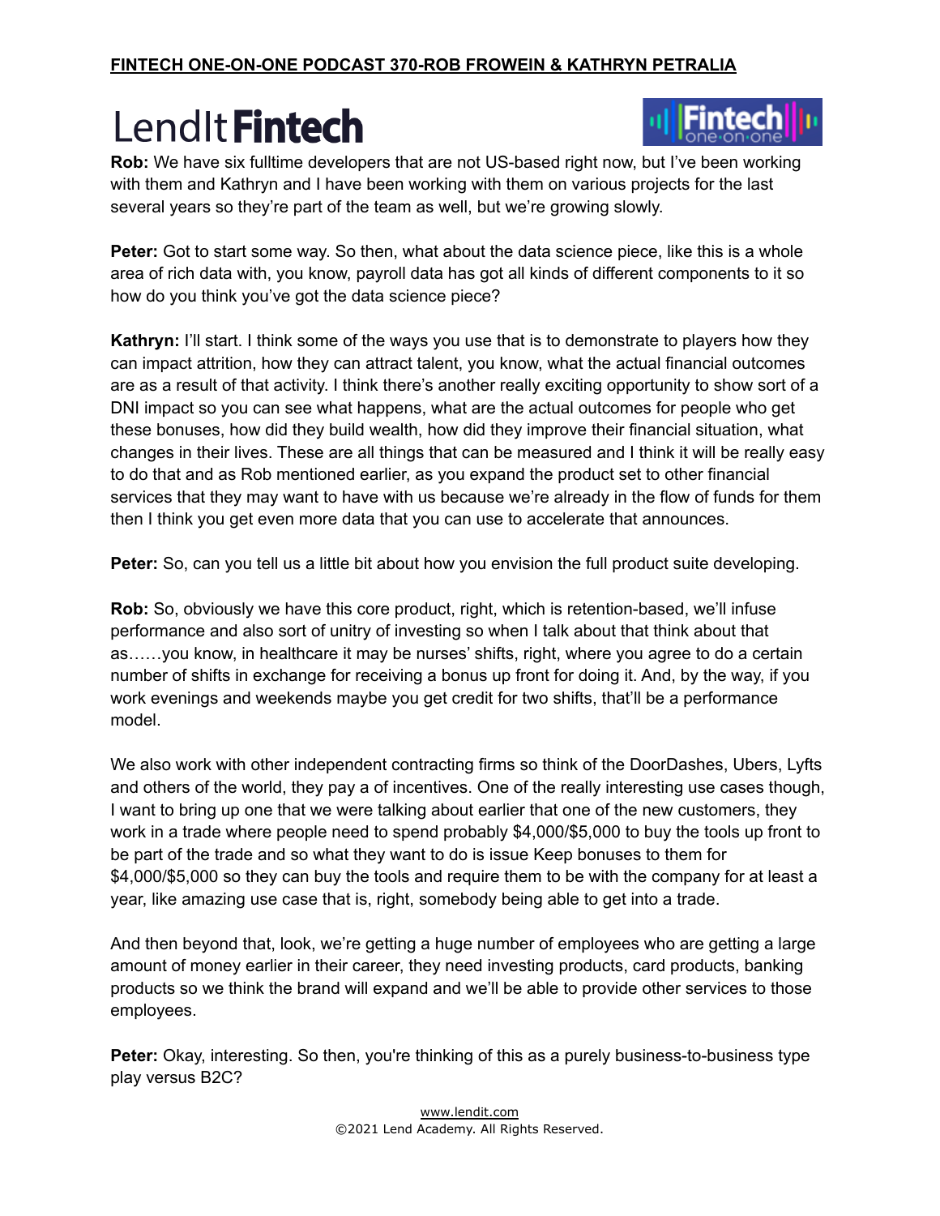**Rob:** We have six fulltime developers that are not US-based right now, but I've been working with them and Kathryn and I have been working with them on various projects for the last several years so they're part of the team as well, but we're growing slowly.

**Peter:** Got to start some way. So then, what about the data science piece, like this is a whole area of rich data with, you know, payroll data has got all kinds of different components to it so how do you think you've got the data science piece?

**Kathryn:** I'll start. I think some of the ways you use that is to demonstrate to players how they can impact attrition, how they can attract talent, you know, what the actual financial outcomes are as a result of that activity. I think there's another really exciting opportunity to show sort of a DNI impact so you can see what happens, what are the actual outcomes for people who get these bonuses, how did they build wealth, how did they improve their financial situation, what changes in their lives. These are all things that can be measured and I think it will be really easy to do that and as Rob mentioned earlier, as you expand the product set to other financial services that they may want to have with us because we're already in the flow of funds for them then I think you get even more data that you can use to accelerate that announces.

**Peter:** So, can you tell us a little bit about how you envision the full product suite developing.

**Rob:** So, obviously we have this core product, right, which is retention-based, we'll infuse performance and also sort of unitry of investing so when I talk about that think about that as……you know, in healthcare it may be nurses' shifts, right, where you agree to do a certain number of shifts in exchange for receiving a bonus up front for doing it. And, by the way, if you work evenings and weekends maybe you get credit for two shifts, that'll be a performance model.

We also work with other independent contracting firms so think of the DoorDashes, Ubers, Lyfts and others of the world, they pay a of incentives. One of the really interesting use cases though, I want to bring up one that we were talking about earlier that one of the new customers, they work in a trade where people need to spend probably $4,000/$5,000 to buy the tools up front to be part of the trade and so what they want to do is issue Keep bonuses to them for $4,000/$5,000 so they can buy the tools and require them to be with the company for at least a year, like amazing use case that is, right, somebody being able to get into a trade.

And then beyond that, look, we're getting a huge number of employees who are getting a large amount of money earlier in their career, they need investing products, card products, banking products so we think the brand will expand and we'll be able to provide other services to those employees.

**Peter:** Okay, interesting. So then, you're thinking of this as a purely business-to-business type play versus B2C?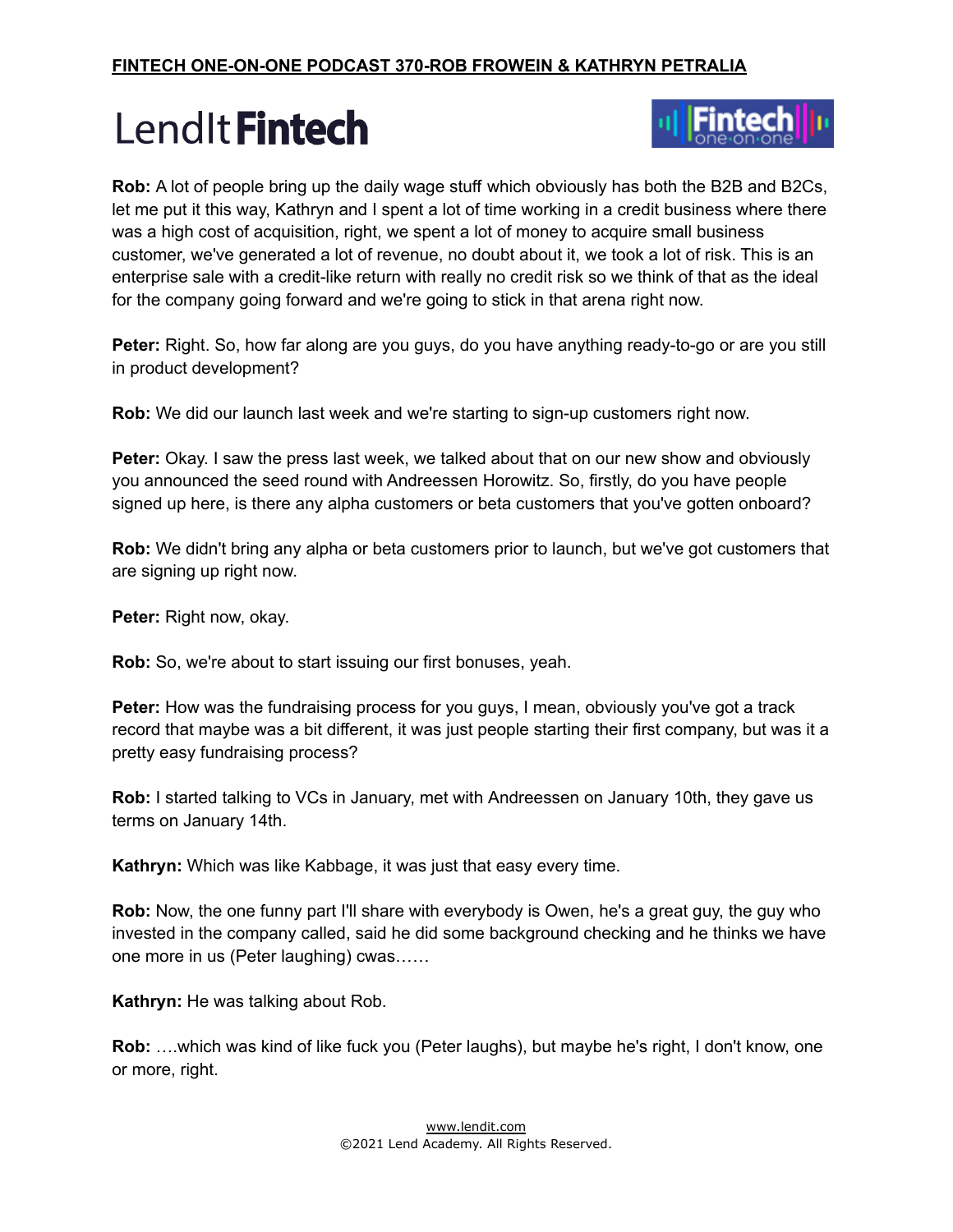**Rob:** A lot of people bring up the daily wage stuff which obviously has both the B2B and B2Cs, let me put it this way, Kathryn and I spent a lot of time working in a credit business where there was a high cost of acquisition, right, we spent a lot of money to acquire small business customer, we've generated a lot of revenue, no doubt about it, we took a lot of risk. This is an enterprise sale with a credit-like return with really no credit risk so we think of that as the ideal for the company going forward and we're going to stick in that arena right now.

**Peter:** Right. So, how far along are you guys, do you have anything ready-to-go or are you still in product development?

**Rob:** We did our launch last week and we're starting to sign-up customers right now.

**Peter:** Okay. I saw the press last week, we talked about that on our new show and obviously you announced the seed round with Andreessen Horowitz. So, firstly, do you have people signed up here, is there any alpha customers or beta customers that you've gotten onboard?

**Rob:** We didn't bring any alpha or beta customers prior to launch, but we've got customers that are signing up right now.

**Peter:** Right now, okay.

**Rob:** So, we're about to start issuing our first bonuses, yeah.

**Peter:** How was the fundraising process for you guys, I mean, obviously you've got a track record that maybe was a bit different, it was just people starting their first company, but was it a pretty easy fundraising process?

**Rob:** I started talking to VCs in January, met with Andreessen on January 10th, they gave us terms on January 14th.

**Kathryn:** Which was like Kabbage, it was just that easy every time.

**Rob:** Now, the one funny part I'll share with everybody is Owen, he's a great guy, the guy who invested in the company called, said he did some background checking and he thinks we have one more in us (Peter laughing) cwas……

**Kathryn:** He was talking about Rob.

**Rob:** ….which was kind of like fuck you (Peter laughs), but maybe he's right, I don't know, one or more, right.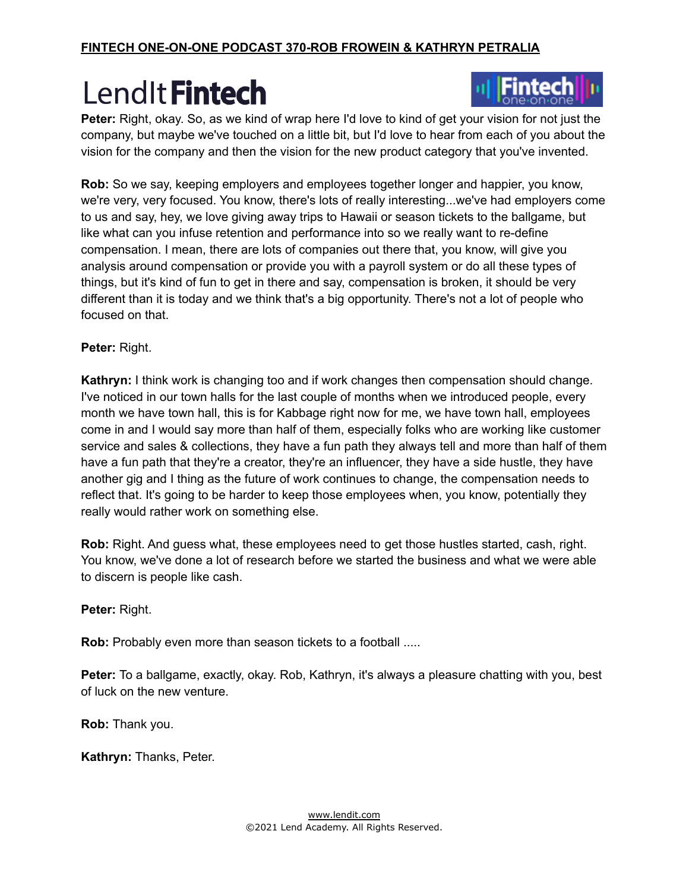**Peter:** Right, okay. So, as we kind of wrap here I'd love to kind of get your vision for not just the company, but maybe we've touched on a little bit, but I'd love to hear from each of you about the vision for the company and then the vision for the new product category that you've invented.

**Rob:** So we say, keeping employers and employees together longer and happier, you know, we're very, very focused. You know, there's lots of really interesting...we've had employers come to us and say, hey, we love giving away trips to Hawaii or season tickets to the ballgame, but like what can you infuse retention and performance into so we really want to re-define compensation. I mean, there are lots of companies out there that, you know, will give you analysis around compensation or provide you with a payroll system or do all these types of things, but it's kind of fun to get in there and say, compensation is broken, it should be very different than it is today and we think that's a big opportunity. There's not a lot of people who focused on that.

**Peter:** Right.

**Kathryn:** I think work is changing too and if work changes then compensation should change. I've noticed in our town halls for the last couple of months when we introduced people, every month we have town hall, this is for Kabbage right now for me, we have town hall, employees come in and I would say more than half of them, especially folks who are working like customer service and sales & collections, they have a fun path they always tell and more than half of them have a fun path that they're a creator, they're an influencer, they have a side hustle, they have another gig and I thing as the future of work continues to change, the compensation needs to reflect that. It's going to be harder to keep those employees when, you know, potentially they really would rather work on something else.

**Rob:** Right. And guess what, these employees need to get those hustles started, cash, right. You know, we've done a lot of research before we started the business and what we were able to discern is people like cash.

**Peter:** Right.

**Rob:** Probably even more than season tickets to a football .....

**Peter:** To a ballgame, exactly, okay. Rob, Kathryn, it's always a pleasure chatting with you, best of luck on the new venture.

**Rob:** Thank you.

**Kathryn:** Thanks, Peter.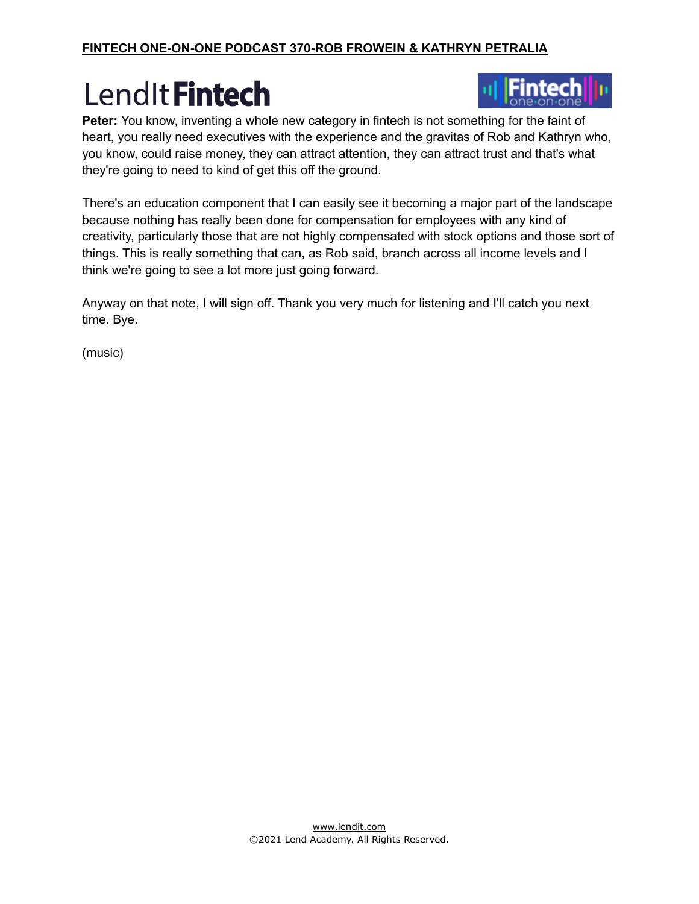**Peter:** You know, inventing a whole new category in fintech is not something for the faint of heart, you really need executives with the experience and the gravitas of Rob and Kathryn who, you know, could raise money, they can attract attention, they can attract trust and that's what they're going to need to kind of get this off the ground.

There's an education component that I can easily see it becoming a major part of the landscape because nothing has really been done for compensation for employees with any kind of creativity, particularly those that are not highly compensated with stock options and those sort of things. This is really something that can, as Rob said, branch across all income levels and I think we're going to see a lot more just going forward.

Anyway on that note, I will sign off. Thank you very much for listening and I'll catch you next time. Bye.

(music)